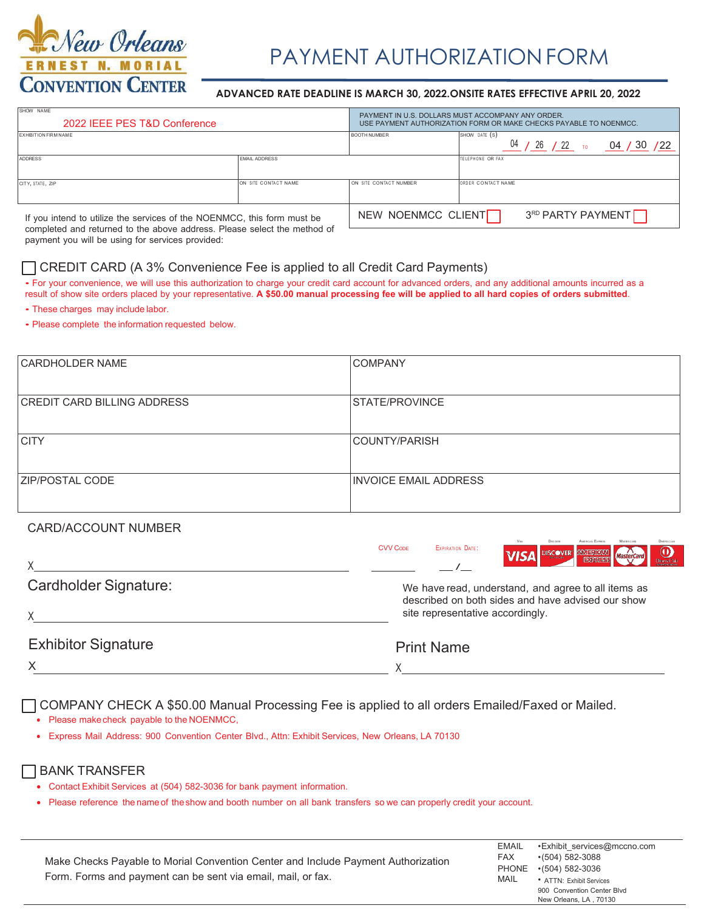New Orleans ERNEST N. MORIAL CONVENTION CENTER

# PAYMENT AUTHORIZATION FORM

**ADVANCED RATE DEADLINE IS MARCH 30, 2022.ONSITE RATES EFFECTIVE APRIL 20, 2022**

| SHOW NAME: 2022 IEEE PES T&D Conference | | PAYMENT IN U.S. DOLLARS MUST ACCOMPANY ANY ORDER. USE PAYMENT AUTHORIZATION FORM OR MAKE CHECKS PAYABLE TO NOENMCC. | |
|---|---|---|---|
| EXHIBITION FIRM NAME | | BOOTH NUMBER | SHOW DATE (S) 04 / 26 / 22 TO 04 / 30 / 22 |
| ADDRESS | EMAIL ADDRESS | | TELEPHONE OR FAX |
| CITY, STATE, ZIP | ON SITE CONTACT NAME | ON SITE CONTACT NUMBER | ORDER CONTACT NAME |

NEW NOENMCC CLIENT ☐   3RD PARTY PAYMENT ☐

If you intend to utilize the services of the NOENMCC, this form must be completed and returned to the above address. Please select the method of payment you will be using for services provided:

☐ CREDIT CARD (A 3% Convenience Fee is applied to all Credit Card Payments)

- For your convenience, we will use this authorization to charge your credit card account for advanced orders, and any additional amounts incurred as a result of show site orders placed by your representative. **A $50.00 manual processing fee will be applied to all hard copies of orders submitted**.
- These charges may include labor.
- Please complete the information requested below.

| CARDHOLDER NAME | COMPANY |
|---|---|
| CREDIT CARD BILLING ADDRESS | STATE/PROVINCE |
| CITY | COUNTY/PARISH |
| ZIP/POSTAL CODE | INVOICE EMAIL ADDRESS |

CARD/ACCOUNT NUMBER

X________________________   CVV CODE ________   EXPIRATION DATE: __/__

Visa | Discover | American Express | MasterCard | Diners Club

Cardholder Signature:

X________________________

We have read, understand, and agree to all items as described on both sides and have advised our show site representative accordingly.

Exhibitor Signature

X________________________

Print Name

X________________________

☐ COMPANY CHECK A $50.00 Manual Processing Fee is applied to all orders Emailed/Faxed or Mailed.

- Please make check payable to the NOENMCC,
- Express Mail Address: 900 Convention Center Blvd., Attn: Exhibit Services, New Orleans, LA 70130

☐ BANK TRANSFER

- Contact Exhibit Services at (504) 582-3036 for bank payment information.
- Please reference the name of the show and booth number on all bank transfers so we can properly credit your account.

Make Checks Payable to Morial Convention Center and Include Payment Authorization Form. Forms and payment can be sent via email, mail, or fax.

| | |
|---|---|
| EMAIL | •Exhibit_services@mccno.com |
| FAX | •(504) 582-3088 |
| PHONE | •(504) 582-3036 |
| MAIL | • ATTN: Exhibit Services 900 Convention Center Blvd New Orleans, LA , 70130 |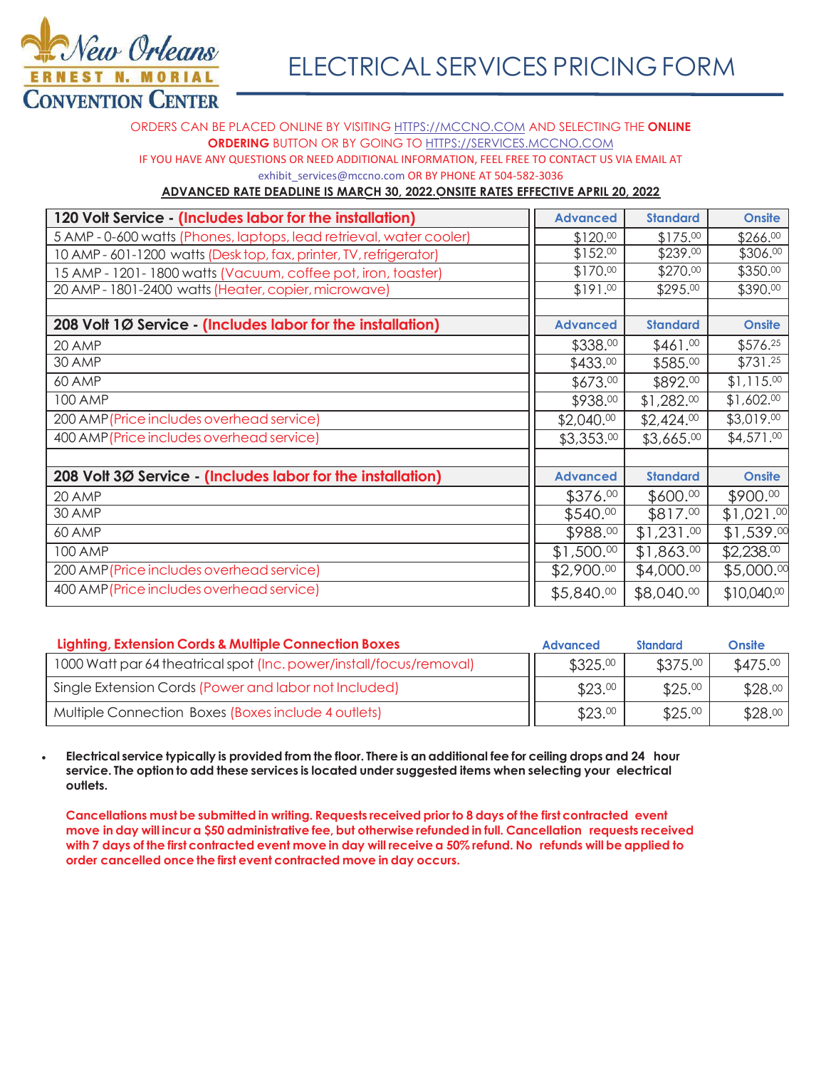# ELECTRICAL SERVICES PRICING FORM

New Orleans Ernest N. Morial Convention Center

ORDERS CAN BE PLACED ONLINE BY VISITING HTTPS://MCCNO.COM AND SELECTING THE **ONLINE ORDERING** BUTTON OR BY GOING TO HTTPS://SERVICES.MCCNO.COM

IF YOU HAVE ANY QUESTIONS OR NEED ADDITIONAL INFORMATION, FEEL FREE TO CONTACT US VIA EMAIL AT exhibit_services@mccno.com OR BY PHONE AT 504-582-3036

**ADVANCED RATE DEADLINE IS MARCH 30, 2022.ONSITE RATES EFFECTIVE APRIL 20, 2022**

| 120 Volt Service - (Includes labor for the installation) | Advanced | Standard | Onsite |
|---|---|---|---|
| 5 AMP - 0-600 watts (Phones, laptops, lead retrieval, water cooler) | $120.00 | $175.00 | $266.00 |
| 10 AMP - 601-1200 watts (Desk top, fax, printer, TV, refrigerator) | $152.00 | $239.00 | $306.00 |
| 15 AMP - 1201- 1800 watts (Vacuum, coffee pot, iron, toaster) | $170.00 | $270.00 | $350.00 |
| 20 AMP - 1801-2400 watts (Heater, copier, microwave) | $191.00 | $295.00 | $390.00 |
| | | | |
| **208 Volt 1Ø Service - (Includes labor for the installation)** | **Advanced** | **Standard** | **Onsite** |
| 20 AMP | $338.00 | $461.00 | $576.25 |
| 30 AMP | $433.00 | $585.00 | $731.25 |
| 60 AMP | $673.00 | $892.00 | $1,115.00 |
| 100 AMP | $938.00 | $1,282.00 | $1,602.00 |
| 200 AMP (Price includes overhead service) | $2,040.00 | $2,424.00 | $3,019.00 |
| 400 AMP (Price includes overhead service) | $3,353.00 | $3,665.00 | $4,571.00 |
| | | | |
| **208 Volt 3Ø Service - (Includes labor for the installation)** | **Advanced** | **Standard** | **Onsite** |
| 20 AMP | $376.00 | $600.00 | $900.00 |
| 30 AMP | $540.00 | $817.00 | $1,021.00 |
| 60 AMP | $988.00 | $1,231.00 | $1,539.00 |
| 100 AMP | $1,500.00 | $1,863.00 | $2,238.00 |
| 200 AMP (Price includes overhead service) | $2,900.00 | $4,000.00 | $5,000.00 |
| 400 AMP (Price includes overhead service) | $5,840.00 | $8,040.00 | $10,040.00 |

| Lighting, Extension Cords & Multiple Connection Boxes | Advanced | Standard | Onsite |
|---|---|---|---|
| 1000 Watt par 64 theatrical spot (Inc. power/install/focus/removal) | $325.00 | $375.00 | $475.00 |
| Single Extension Cords (Power and labor not Included) | $23.00 | $25.00 | $28.00 |
| Multiple Connection Boxes (Boxes include 4 outlets) | $23.00 | $25.00 | $28.00 |

- **Electrical service typically is provided from the floor. There is an additional fee for ceiling drops and 24 hour service. The option to add these services is located under suggested items when selecting your electrical outlets.**

**Cancellations must be submitted in writing. Requests received prior to 8 days of the first contracted event move in day will incur a $50 administrative fee, but otherwise refunded in full. Cancellation requests received with 7 days of the first contracted event move in day will receive a 50% refund. No refunds will be applied to order cancelled once the first event contracted move in day occurs.**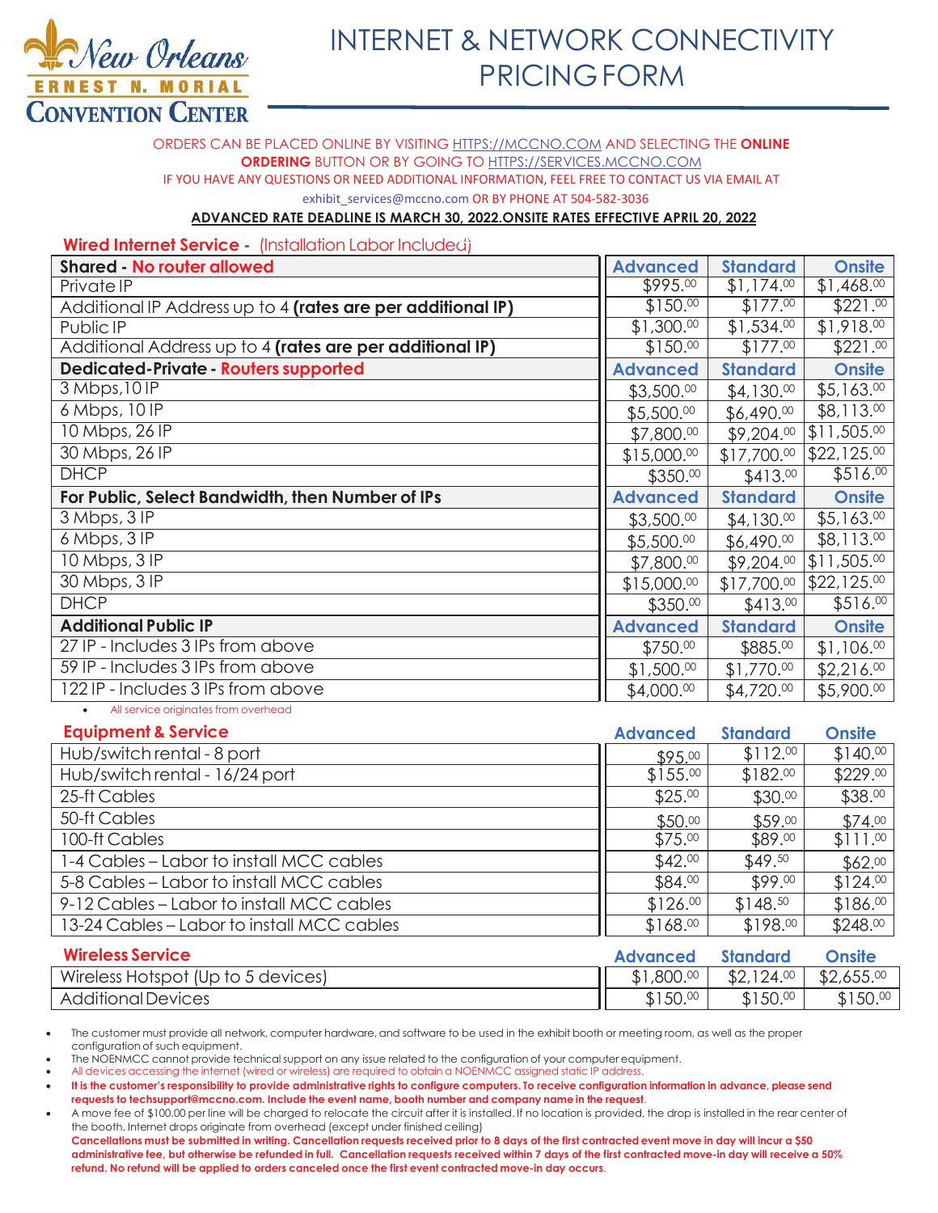# INTERNET & NETWORK CONNECTIVITY PRICING FORM

New Orleans Ernest N. Morial Convention Center

ORDERS CAN BE PLACED ONLINE BY VISITING HTTPS://MCCNO.COM AND SELECTING THE **ONLINE ORDERING** BUTTON OR BY GOING TO HTTPS://SERVICES.MCCNO.COM

IF YOU HAVE ANY QUESTIONS OR NEED ADDITIONAL INFORMATION, FEEL FREE TO CONTACT US VIA EMAIL AT exhibit_services@mccno.com OR BY PHONE AT 504-582-3036

**ADVANCED RATE DEADLINE IS MARCH 30, 2022.ONSITE RATES EFFECTIVE APRIL 20, 2022**

## Wired Internet Service - (Installation Labor Included)

| Shared - No router allowed | Advanced | Standard | Onsite |
|---|---|---|---|
| Private IP | $995.00 | $1,174.00 | $1,468.00 |
| Additional IP Address up to 4 **(rates are per additional IP)** | $150.00 | $177.00 | $221.00 |
| Public IP | $1,300.00 | $1,534.00 | $1,918.00 |
| Additional Address up to 4 **(rates are per additional IP)** | $150.00 | $177.00 | $221.00 |
| **Dedicated-Private - Routers supported** | **Advanced** | **Standard** | **Onsite** |
| 3 Mbps,10 IP | $3,500.00 | $4,130.00 | $5,163.00 |
| 6 Mbps, 10 IP | $5,500.00 | $6,490.00 | $8,113.00 |
| 10 Mbps, 26 IP | $7,800.00 | $9,204.00 | $11,505.00 |
| 30 Mbps, 26 IP | $15,000.00 | $17,700.00 | $22,125.00 |
| DHCP | $350.00 | $413.00 | $516.00 |
| **For Public, Select Bandwidth, then Number of IPs** | **Advanced** | **Standard** | **Onsite** |
| 3 Mbps, 3 IP | $3,500.00 | $4,130.00 | $5,163.00 |
| 6 Mbps, 3 IP | $5,500.00 | $6,490.00 | $8,113.00 |
| 10 Mbps, 3 IP | $7,800.00 | $9,204.00 | $11,505.00 |
| 30 Mbps, 3 IP | $15,000.00 | $17,700.00 | $22,125.00 |
| DHCP | $350.00 | $413.00 | $516.00 |
| **Additional Public IP** | **Advanced** | **Standard** | **Onsite** |
| 27 IP - Includes 3 IPs from above | $750.00 | $885.00 | $1,106.00 |
| 59 IP - Includes 3 IPs from above | $1,500.00 | $1,770.00 | $2,216.00 |
| 122 IP - Includes 3 IPs from above | $4,000.00 | $4,720.00 | $5,900.00 |

- All service originates from overhead

## Equipment & Service

| | Advanced | Standard | Onsite |
|---|---|---|---|
| Hub/switch rental - 8 port | $95.00 | $112.00 | $140.00 |
| Hub/switch rental - 16/24 port | $155.00 | $182.00 | $229.00 |
| 25-ft Cables | $25.00 | $30.00 | $38.00 |
| 50-ft Cables | $50.00 | $59.00 | $74.00 |
| 100-ft Cables | $75.00 | $89.00 | $111.00 |
| 1-4 Cables – Labor to install MCC cables | $42.00 | $49.50 | $62.00 |
| 5-8 Cables – Labor to install MCC cables | $84.00 | $99.00 | $124.00 |
| 9-12 Cables – Labor to install MCC cables | $126.00 | $148.50 | $186.00 |
| 13-24 Cables – Labor to install MCC cables | $168.00 | $198.00 | $248.00 |

## Wireless Service

| | Advanced | Standard | Onsite |
|---|---|---|---|
| Wireless Hotspot (Up to 5 devices) | $1,800.00 | $2,124.00 | $2,655.00 |
| Additional Devices | $150.00 | $150.00 | $150.00 |

- The customer must provide all network, computer hardware, and software to be used in the exhibit booth or meeting room, as well as the proper configuration of such equipment.
- The NOENMCC cannot provide technical support on any issue related to the configuration of your computer equipment.
- All devices accessing the internet (wired or wireless) are required to obtain a NOENMCC assigned static IP address.
- **It is the customer's responsibility to provide administrative rights to configure computers. To receive configuration information in advance, please send requests to techsupport@mccno.com. Include the event name, booth number and company name in the request.**
- A move fee of $100.00 per line will be charged to relocate the circuit after it is installed. If no location is provided, the drop is installed in the rear center of the booth. Internet drops originate from overhead (except under finished ceiling)
  **Cancellations must be submitted in writing. Cancellation requests received prior to 8 days of the first contracted event move in day will incur a $50 administrative fee, but otherwise be refunded in full. Cancellation requests received within 7 days of the first contracted move-in day will receive a 50% refund. No refund will be applied to orders canceled once the first event contracted move-in day occurs.**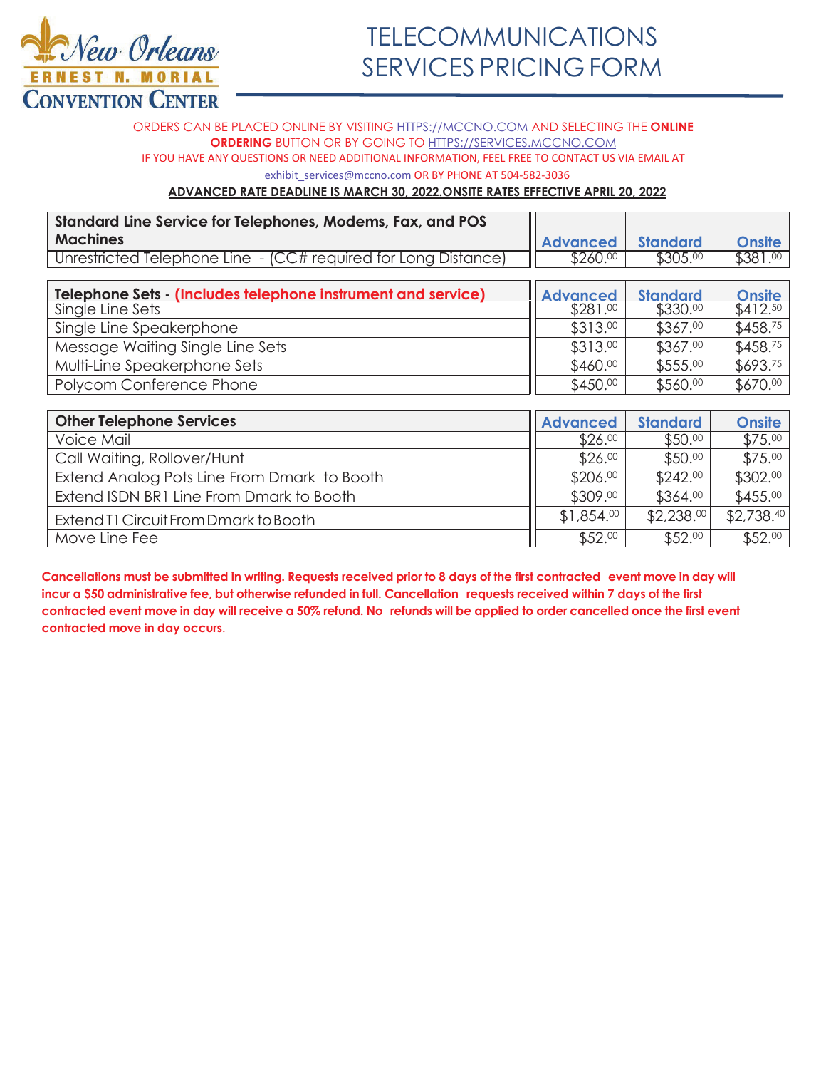# TELECOMMUNICATIONS SERVICES PRICING FORM

New Orleans ERNEST N. MORIAL CONVENTION CENTER

ORDERS CAN BE PLACED ONLINE BY VISITING HTTPS://MCCNO.COM AND SELECTING THE **ONLINE ORDERING** BUTTON OR BY GOING TO HTTPS://SERVICES.MCCNO.COM

IF YOU HAVE ANY QUESTIONS OR NEED ADDITIONAL INFORMATION, FEEL FREE TO CONTACT US VIA EMAIL AT exhibit_services@mccno.com OR BY PHONE AT 504-582-3036

**ADVANCED RATE DEADLINE IS MARCH 30, 2022.ONSITE RATES EFFECTIVE APRIL 20, 2022**

| Standard Line Service for Telephones, Modems, Fax, and POS Machines | Advanced | Standard | Onsite |
|---|---|---|---|
| Unrestricted Telephone Line - (CC# required for Long Distance) | $260.00 | $305.00 | $381.00 |

| Telephone Sets - (Includes telephone instrument and service) | Advanced | Standard | Onsite |
|---|---|---|---|
| Single Line Sets | $281.00 | $330.00 | $412.50 |
| Single Line Speakerphone | $313.00 | $367.00 | $458.75 |
| Message Waiting Single Line Sets | $313.00 | $367.00 | $458.75 |
| Multi-Line Speakerphone Sets | $460.00 | $555.00 | $693.75 |
| Polycom Conference Phone | $450.00 | $560.00 | $670.00 |

| Other Telephone Services | Advanced | Standard | Onsite |
|---|---|---|---|
| Voice Mail | $26.00 | $50.00 | $75.00 |
| Call Waiting, Rollover/Hunt | $26.00 | $50.00 | $75.00 |
| Extend Analog Pots Line From Dmark to Booth | $206.00 | $242.00 | $302.00 |
| Extend ISDN BR1 Line From Dmark to Booth | $309.00 | $364.00 | $455.00 |
| Extend T1 Circuit From Dmark to Booth | $1,854.00 | $2,238.00 | $2,738.40 |
| Move Line Fee | $52.00 | $52.00 | $52.00 |

**Cancellations must be submitted in writing. Requests received prior to 8 days of the first contracted event move in day will incur a $50 administrative fee, but otherwise refunded in full. Cancellation requests received within 7 days of the first contracted event move in day will receive a 50% refund. No refunds will be applied to order cancelled once the first event contracted move in day occurs.**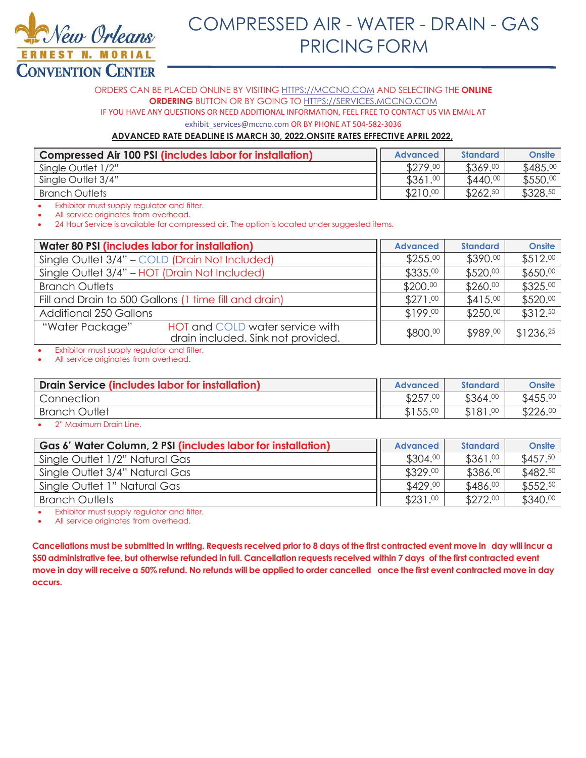# COMPRESSED AIR - WATER - DRAIN - GAS PRICING FORM

ORDERS CAN BE PLACED ONLINE BY VISITING HTTPS://MCCNO.COM AND SELECTING THE **ONLINE ORDERING** BUTTON OR BY GOING TO HTTPS://SERVICES.MCCNO.COM

IF YOU HAVE ANY QUESTIONS OR NEED ADDITIONAL INFORMATION, FEEL FREE TO CONTACT US VIA EMAIL AT exhibit_services@mccno.com OR BY PHONE AT 504-582-3036

**ADVANCED RATE DEADLINE IS MARCH 30, 2022.ONSITE RATES EFFECTIVE APRIL 2022,**

| Compressed Air 100 PSI (includes labor for installation) | Advanced | Standard | Onsite |
|---|---|---|---|
| Single Outlet 1/2" | $279.00 | $369.00 | $485.00 |
| Single Outlet 3/4" | $361.00 | $440.00 | $550.00 |
| Branch Outlets | $210.00 | $262.50 | $328.50 |

- Exhibitor must supply regulator and filter.
- All service originates from overhead.
- 24 Hour Service is available for compressed air. The option is located under suggested items.

| Water 80 PSI (includes labor for installation) | Advanced | Standard | Onsite |
|---|---|---|---|
| Single Outlet 3/4" – COLD (Drain Not Included) | $255.00 | $390.00 | $512.00 |
| Single Outlet 3/4" – HOT (Drain Not Included) | $335.00 | $520.00 | $650.00 |
| Branch Outlets | $200.00 | $260.00 | $325.00 |
| Fill and Drain to 500 Gallons (1 time fill and drain) | $271.00 | $415.00 | $520.00 |
| Additional 250 Gallons | $199.00 | $250.00 | $312.50 |
| "Water Package" HOT and COLD water service with drain included. Sink not provided. | $800.00 | $989.00 | $1236.25 |

- Exhibitor must supply regulator and filter.
- All service originates from overhead.

| Drain Service (includes labor for installation) | Advanced | Standard | Onsite |
|---|---|---|---|
| Connection | $257.00 | $364.00 | $455.00 |
| Branch Outlet | $155.00 | $181.00 | $226.00 |

- 2" Maximum Drain Line.

| Gas 6' Water Column, 2 PSI (includes labor for installation) | Advanced | Standard | Onsite |
|---|---|---|---|
| Single Outlet 1/2" Natural Gas | $304.00 | $361.00 | $457.50 |
| Single Outlet 3/4" Natural Gas | $329.00 | $386.00 | $482.50 |
| Single Outlet 1" Natural Gas | $429.00 | $486.00 | $552.50 |
| Branch Outlets | $231.00 | $272.00 | $340.00 |

- Exhibitor must supply regulator and filter.
- All service originates from overhead.

**Cancellations must be submitted in writing. Requests received prior to 8 days of the first contracted event move in day will incur a $50 administrative fee, but otherwise refunded in full. Cancellation requests received within 7 days of the first contracted event move in day will receive a 50% refund. No refunds will be applied to order cancelled once the first event contracted move in day occurs.**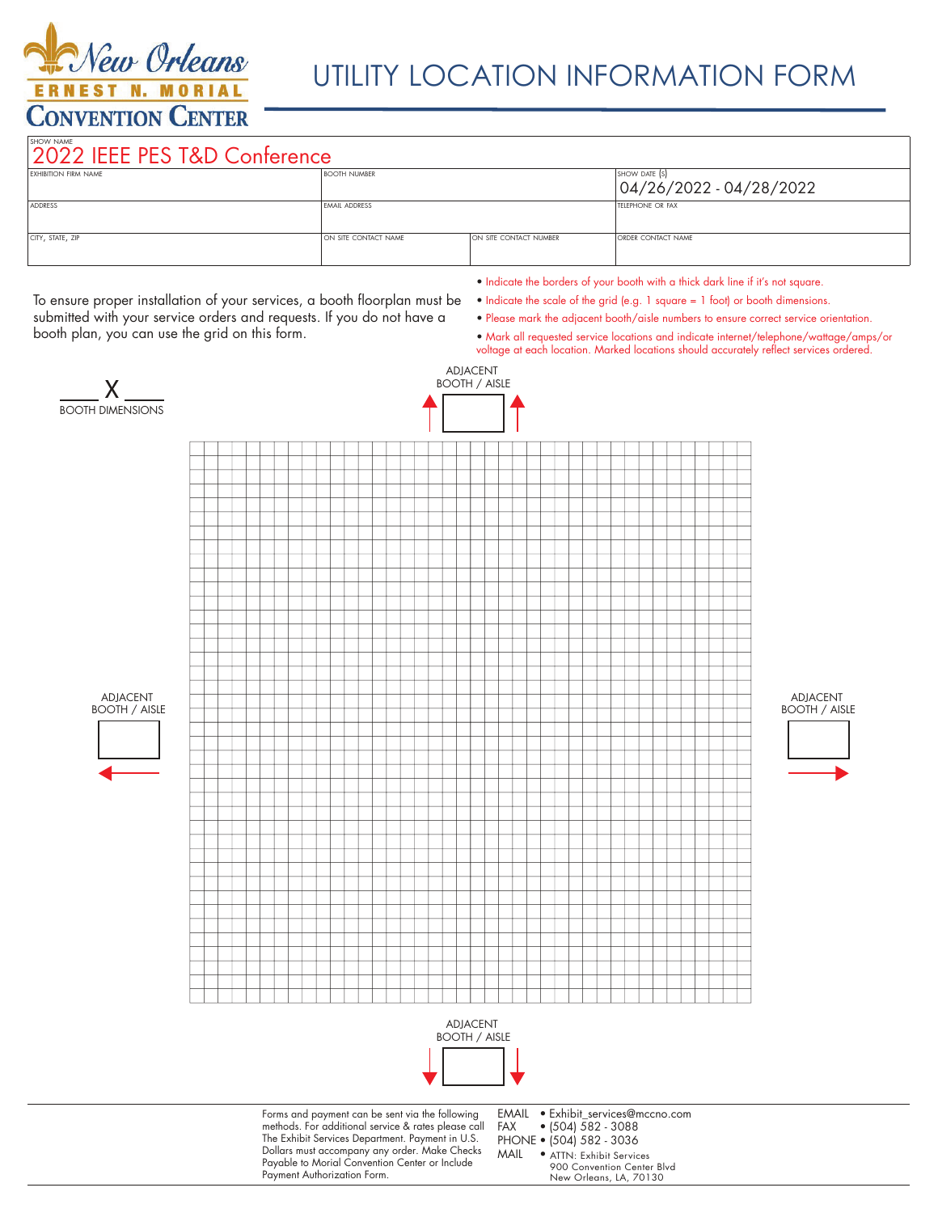New Orleans ERNEST N. MORIAL CONVENTION CENTER

# UTILITY LOCATION INFORMATION FORM

| SHOW NAME | | | |
|---|---|---|---|
| 2022 IEEE PES T&D Conference | | | |
| EXHIBITION FIRM NAME | BOOTH NUMBER | | SHOW DATE (S) 04/26/2022 - 04/28/2022 |
| ADDRESS | EMAIL ADDRESS | | TELEPHONE OR FAX |
| CITY, STATE, ZIP | ON SITE CONTACT NAME | ON SITE CONTACT NUMBER | ORDER CONTACT NAME |

To ensure proper installation of your services, a booth floorplan must be submitted with your service orders and requests. If you do not have a booth plan, you can use the grid on this form.

- Indicate the borders of your booth with a thick dark line if it's not square.
- Indicate the scale of the grid (e.g. 1 square = 1 foot) or booth dimensions.
- Please mark the adjacent booth/aisle numbers to ensure correct service orientation.
- Mark all requested service locations and indicate internet/telephone/wattage/amps/or voltage at each location. Marked locations should accurately reflect services ordered.

____ X ____
BOOTH DIMENSIONS

ADJACENT BOOTH / AISLE

ADJACENT BOOTH / AISLE

ADJACENT BOOTH / AISLE

ADJACENT BOOTH / AISLE

Forms and payment can be sent via the following methods. For additional service & rates please call The Exhibit Services Department. Payment in U.S. Dollars must accompany any order. Make Checks Payable to Morial Convention Center or Include Payment Authorization Form.

EMAIL • Exhibit_services@mccno.com
FAX • (504) 582 - 3088
PHONE • (504) 582 - 3036
MAIL • ATTN: Exhibit Services
900 Convention Center Blvd
New Orleans, LA, 70130